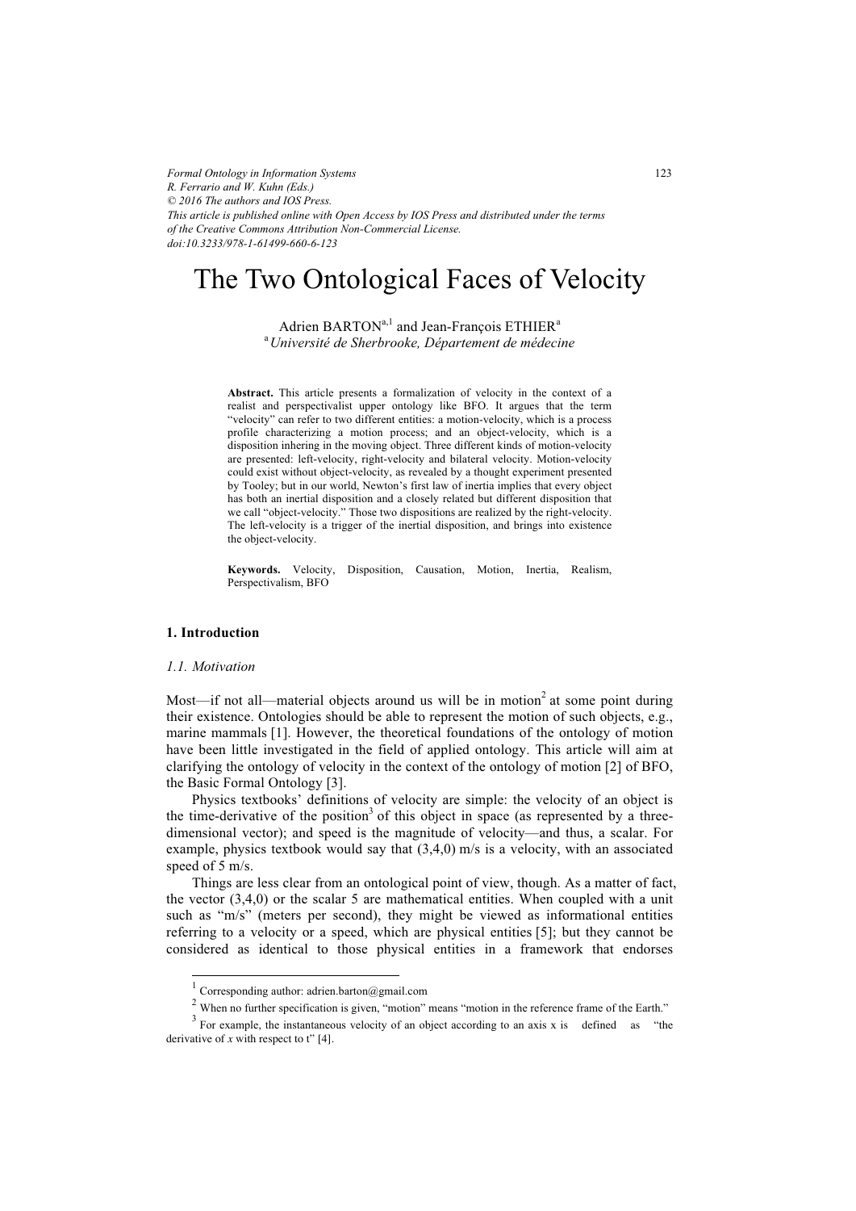# The Two Ontological Faces of Velocity

Adrien BARTON[a,1] and Jean-François ETHIER[a]

[a] *Université de Sherbrooke, Département de médecine*

> **Abstract.** This article presents a formalization of velocity in the context of a realist and perspectivalist upper ontology like BFO. It argues that the term "velocity" can refer to two different entities: a motion-velocity, which is a process profile characterizing a motion process; and an object-velocity, which is a disposition inhering in the moving object. Three different kinds of motion-velocity are presented: left-velocity, right-velocity and bilateral velocity. Motion-velocity could exist without object-velocity, as revealed by a thought experiment presented by Tooley; but in our world, Newton's first law of inertia implies that every object has both an inertial disposition and a closely related but different disposition that we call "object-velocity." Those two dispositions are realized by the right-velocity. The left-velocity is a trigger of the inertial disposition, and brings into existence the object-velocity.
>
> **Keywords.** Velocity, Disposition, Causation, Motion, Inertia, Realism, Perspectivalism, BFO

## 1. Introduction

### 1.1. Motivation

Most—if not all—material objects around us will be in motion[2] at some point during their existence. Ontologies should be able to represent the motion of such objects, e.g., marine mammals [1]. However, the theoretical foundations of the ontology of motion have been little investigated in the field of applied ontology. This article will aim at clarifying the ontology of velocity in the context of the ontology of motion [2] of BFO, the Basic Formal Ontology [3].

Physics textbooks' definitions of velocity are simple: the velocity of an object is the time-derivative of the position[3] of this object in space (as represented by a three-dimensional vector); and speed is the magnitude of velocity—and thus, a scalar. For example, physics textbook would say that (3,4,0) m/s is a velocity, with an associated speed of 5 m/s.

Things are less clear from an ontological point of view, though. As a matter of fact, the vector (3,4,0) or the scalar 5 are mathematical entities. When coupled with a unit such as "m/s" (meters per second), they might be viewed as informational entities referring to a velocity or a speed, which are physical entities [5]; but they cannot be considered as identical to those physical entities in a framework that endorses

---

[1] Corresponding author: adrien.barton@gmail.com

[2] When no further specification is given, "motion" means "motion in the reference frame of the Earth."

[3] For example, the instantaneous velocity of an object according to an axis x is defined as "the derivative of *x* with respect to t" [4].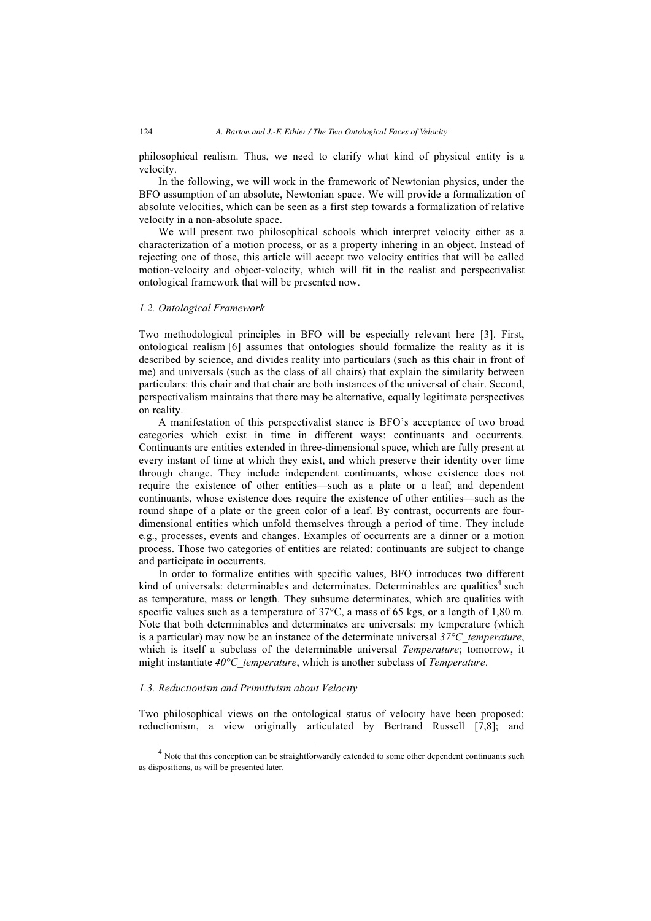philosophical realism. Thus, we need to clarify what kind of physical entity is a velocity.

In the following, we will work in the framework of Newtonian physics, under the BFO assumption of an absolute, Newtonian space. We will provide a formalization of absolute velocities, which can be seen as a first step towards a formalization of relative velocity in a non-absolute space.

We will present two philosophical schools which interpret velocity either as a characterization of a motion process, or as a property inhering in an object. Instead of rejecting one of those, this article will accept two velocity entities that will be called motion-velocity and object-velocity, which will fit in the realist and perspectivalist ontological framework that will be presented now.

### *1.2. Ontological Framework*

Two methodological principles in BFO will be especially relevant here [3]. First, ontological realism [6] assumes that ontologies should formalize the reality as it is described by science, and divides reality into particulars (such as this chair in front of me) and universals (such as the class of all chairs) that explain the similarity between particulars: this chair and that chair are both instances of the universal of chair. Second, perspectivalism maintains that there may be alternative, equally legitimate perspectives on reality.

A manifestation of this perspectivalist stance is BFO's acceptance of two broad categories which exist in time in different ways: continuants and occurrents. Continuants are entities extended in three-dimensional space, which are fully present at every instant of time at which they exist, and which preserve their identity over time through change. They include independent continuants, whose existence does not require the existence of other entities—such as a plate or a leaf; and dependent continuants, whose existence does require the existence of other entities—such as the round shape of a plate or the green color of a leaf. By contrast, occurrents are four-dimensional entities which unfold themselves through a period of time. They include e.g., processes, events and changes. Examples of occurrents are a dinner or a motion process. Those two categories of entities are related: continuants are subject to change and participate in occurrents.

In order to formalize entities with specific values, BFO introduces two different kind of universals: determinables and determinates. Determinables are qualities[4] such as temperature, mass or length. They subsume determinates, which are qualities with specific values such as a temperature of 37°C, a mass of 65 kgs, or a length of 1,80 m. Note that both determinables and determinates are universals: my temperature (which is a particular) may now be an instance of the determinate universal *37°C_temperature*, which is itself a subclass of the determinable universal *Temperature*; tomorrow, it might instantiate *40°C_temperature*, which is another subclass of *Temperature*.

### *1.3. Reductionism and Primitivism about Velocity*

Two philosophical views on the ontological status of velocity have been proposed: reductionism, a view originally articulated by Bertrand Russell [7,8]; and

[4] Note that this conception can be straightforwardly extended to some other dependent continuants such as dispositions, as will be presented later.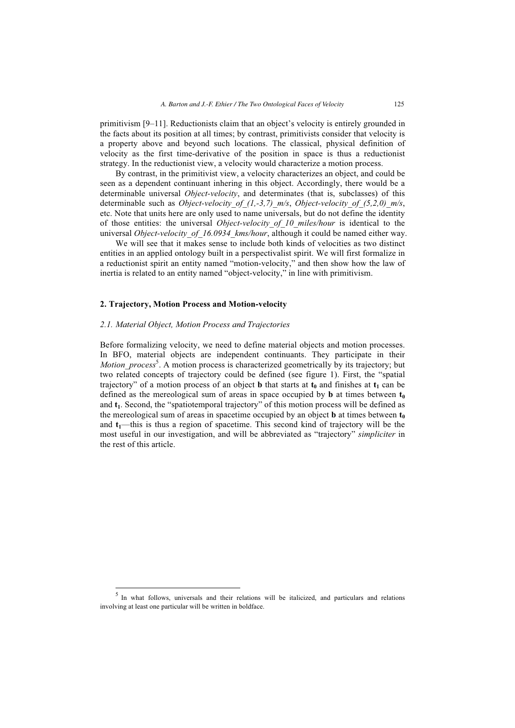primitivism [9–11]. Reductionists claim that an object's velocity is entirely grounded in the facts about its position at all times; by contrast, primitivists consider that velocity is a property above and beyond such locations. The classical, physical definition of velocity as the first time-derivative of the position in space is thus a reductionist strategy. In the reductionist view, a velocity would characterize a motion process.

By contrast, in the primitivist view, a velocity characterizes an object, and could be seen as a dependent continuant inhering in this object. Accordingly, there would be a determinable universal *Object-velocity*, and determinates (that is, subclasses) of this determinable such as *Object-velocity_of_(1,-3,7)_m/s*, *Object-velocity_of_(5,2,0)_m/s*, etc. Note that units here are only used to name universals, but do not define the identity of those entities: the universal *Object-velocity_of_10_miles/hour* is identical to the universal *Object-velocity_of_16.0934_kms/hour*, although it could be named either way.

We will see that it makes sense to include both kinds of velocities as two distinct entities in an applied ontology built in a perspectivalist spirit. We will first formalize in a reductionist spirit an entity named "motion-velocity," and then show how the law of inertia is related to an entity named "object-velocity," in line with primitivism.

## 2. Trajectory, Motion Process and Motion-velocity

### 2.1. Material Object, Motion Process and Trajectories

Before formalizing velocity, we need to define material objects and motion processes. In BFO, material objects are independent continuants. They participate in their *Motion_process*[5]. A motion process is characterized geometrically by its trajectory; but two related concepts of trajectory could be defined (see figure 1). First, the "spatial trajectory" of a motion process of an object **b** that starts at $\mathbf{t_0}$ and finishes at $\mathbf{t_1}$ can be defined as the mereological sum of areas in space occupied by **b** at times between $\mathbf{t_0}$ and $\mathbf{t_1}$. Second, the "spatiotemporal trajectory" of this motion process will be defined as the mereological sum of areas in spacetime occupied by an object **b** at times between $\mathbf{t_0}$ and $\mathbf{t_1}$—this is thus a region of spacetime. This second kind of trajectory will be the most useful in our investigation, and will be abbreviated as "trajectory" *simpliciter* in the rest of this article.

[5] In what follows, universals and their relations will be italicized, and particulars and relations involving at least one particular will be written in boldface.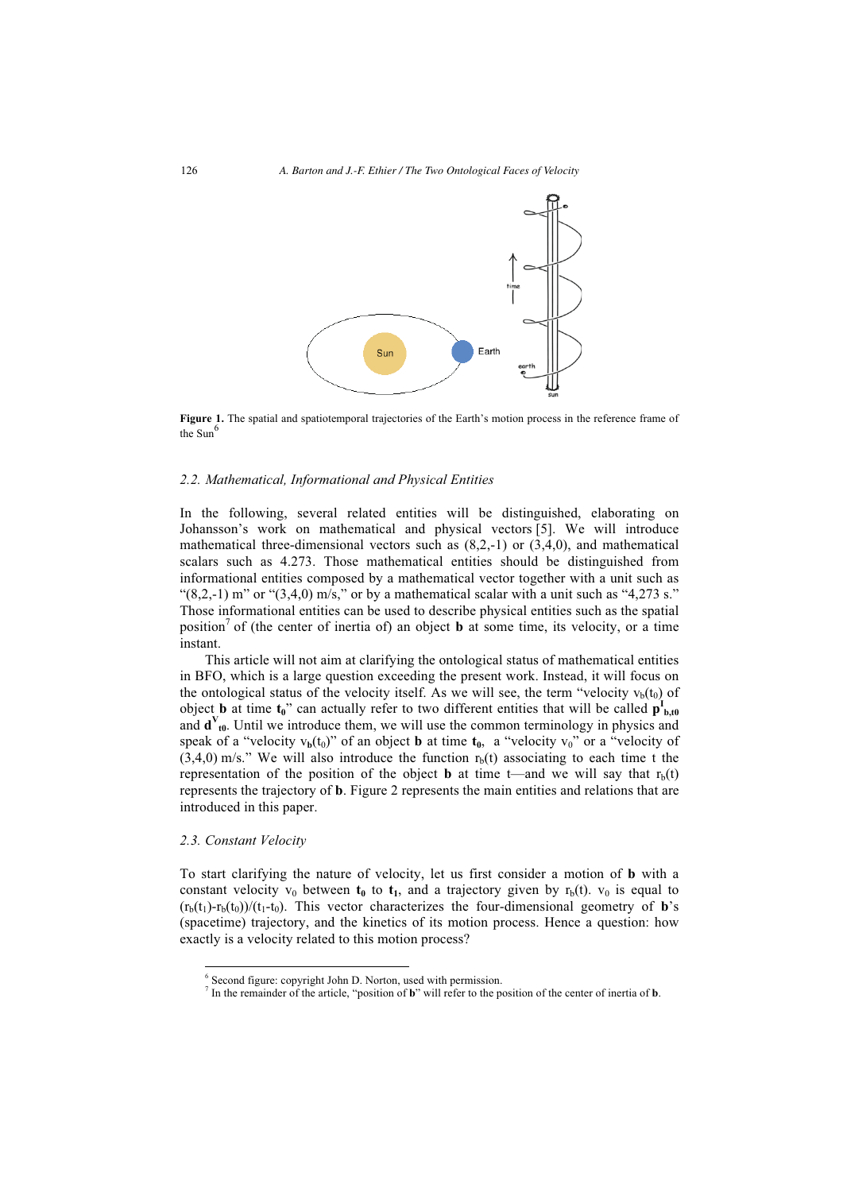Figure 1. The spatial and spatiotemporal trajectories of the Earth's motion process in the reference frame of the Sun[6]

### 2.2. Mathematical, Informational and Physical Entities

In the following, several related entities will be distinguished, elaborating on Johansson's work on mathematical and physical vectors [5]. We will introduce mathematical three-dimensional vectors such as (8,2,-1) or (3,4,0), and mathematical scalars such as 4.273. Those mathematical entities should be distinguished from informational entities composed by a mathematical vector together with a unit such as "(8,2,-1) m" or "(3,4,0) m/s," or by a mathematical scalar with a unit such as "4,273 s." Those informational entities can be used to describe physical entities such as the spatial position[7] of (the center of inertia of) an object **b** at some time, its velocity, or a time instant.

This article will not aim at clarifying the ontological status of mathematical entities in BFO, which is a large question exceeding the present work. Instead, it will focus on the ontological status of the velocity itself. As we will see, the term "velocity $v_b(t_0)$ of object **b** at time $\mathbf{t_0}$" can actually refer to two different entities that will be called $\mathbf{p^I_{b,t0}}$ and $\mathbf{d^V_{t0}}$. Until we introduce them, we will use the common terminology in physics and speak of a "velocity $v_\mathbf{b}(t_0)$" of an object **b** at time $\mathbf{t_0}$, a "velocity $v_0$" or a "velocity of (3,4,0) m/s." We will also introduce the function $r_b(t)$ associating to each time t the representation of the position of the object **b** at time t—and we will say that $r_b(t)$ represents the trajectory of **b**. Figure 2 represents the main entities and relations that are introduced in this paper.

### 2.3. Constant Velocity

To start clarifying the nature of velocity, let us first consider a motion of **b** with a constant velocity $v_0$ between $\mathbf{t_0}$ to $\mathbf{t_1}$, and a trajectory given by $r_b(t)$. $v_0$ is equal to $(r_b(t_1)-r_b(t_0))/(t_1-t_0)$. This vector characterizes the four-dimensional geometry of **b**'s (spacetime) trajectory, and the kinetics of its motion process. Hence a question: how exactly is a velocity related to this motion process?

[6] Second figure: copyright John D. Norton, used with permission.
[7] In the remainder of the article, "position of **b**" will refer to the position of the center of inertia of **b**.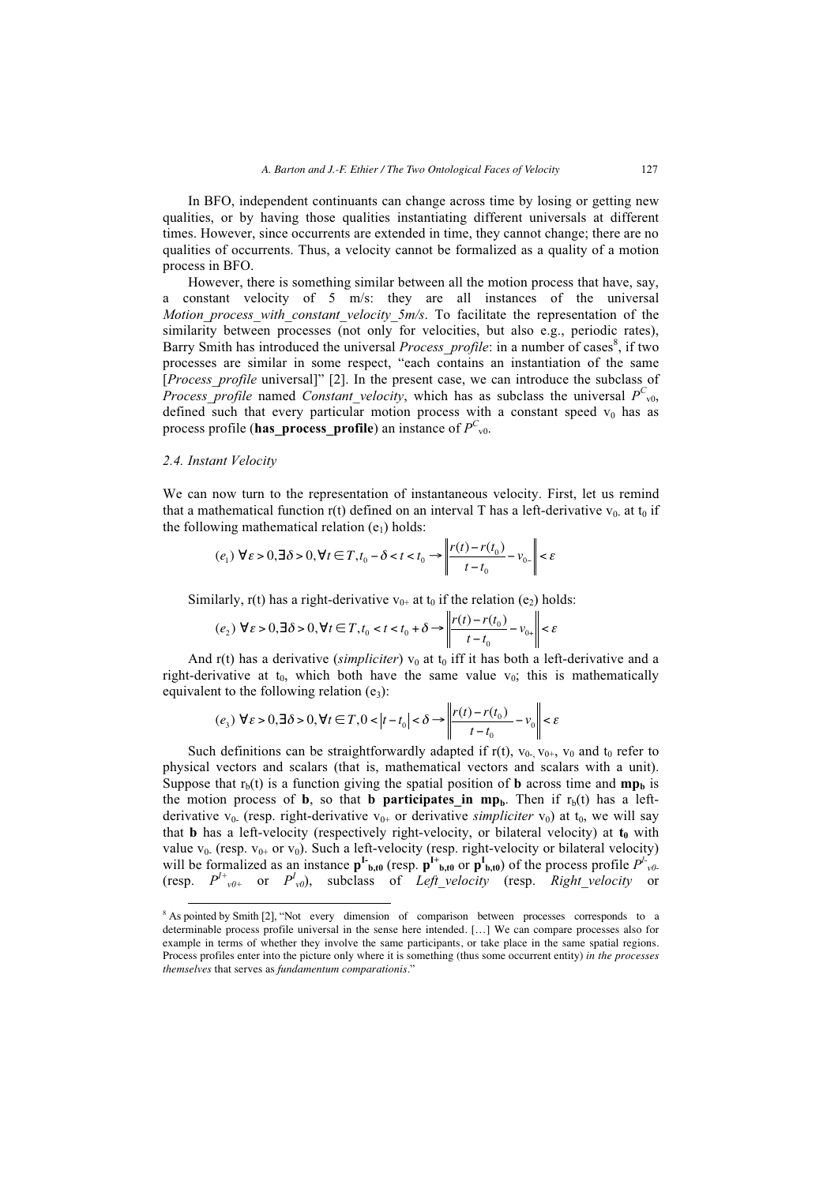In BFO, independent continuants can change across time by losing or getting new qualities, or by having those qualities instantiating different universals at different times. However, since occurrents are extended in time, they cannot change; there are no qualities of occurrents. Thus, a velocity cannot be formalized as a quality of a motion process in BFO.

However, there is something similar between all the motion process that have, say, a constant velocity of 5 m/s: they are all instances of the universal *Motion_process_with_constant_velocity_5m/s*. To facilitate the representation of the similarity between processes (not only for velocities, but also e.g., periodic rates), Barry Smith has introduced the universal *Process_profile*: in a number of cases[8], if two processes are similar in some respect, "each contains an instantiation of the same [*Process_profile* universal]" [2]. In the present case, we can introduce the subclass of *Process_profile* named *Constant_velocity*, which has as subclass the universal $P^C_{v0}$, defined such that every particular motion process with a constant speed $v_0$ has as process profile (**has_process_profile**) an instance of $P^C_{v0}$.

### 2.4. Instant Velocity

We can now turn to the representation of instantaneous velocity. First, let us remind that a mathematical function r(t) defined on an interval T has a left-derivative $v_{0-}$ at $t_0$ if the following mathematical relation ($e_1$) holds:

$$(e_1)\ \forall \varepsilon > 0, \exists \delta > 0, \forall t \in T, t_0 - \delta < t < t_0 \rightarrow \left\| \frac{r(t) - r(t_0)}{t - t_0} - v_{0-} \right\| < \varepsilon$$

Similarly, r(t) has a right-derivative $v_{0+}$ at $t_0$ if the relation ($e_2$) holds:

$$(e_2)\ \forall \varepsilon > 0, \exists \delta > 0, \forall t \in T, t_0 < t < t_0 + \delta \rightarrow \left\| \frac{r(t) - r(t_0)}{t - t_0} - v_{0+} \right\| < \varepsilon$$

And r(t) has a derivative (*simpliciter*) $v_0$ at $t_0$ iff it has both a left-derivative and a right-derivative at $t_0$, which both have the same value $v_0$; this is mathematically equivalent to the following relation ($e_3$):

$$(e_3)\ \forall \varepsilon > 0, \exists \delta > 0, \forall t \in T, 0 < |t - t_0| < \delta \rightarrow \left\| \frac{r(t) - r(t_0)}{t - t_0} - v_0 \right\| < \varepsilon$$

Such definitions can be straightforwardly adapted if r(t), $v_{0-}$, $v_{0+}$, $v_0$ and $t_0$ refer to physical vectors and scalars (that is, mathematical vectors and scalars with a unit). Suppose that $r_b(t)$ is a function giving the spatial position of **b** across time and $\mathbf{mp_b}$ is the motion process of **b**, so that **b participates_in** $\mathbf{mp_b}$. Then if $r_b(t)$ has a left-derivative $v_{0-}$ (resp. right-derivative $v_{0+}$ or derivative *simpliciter* $v_0$) at $t_0$, we will say that **b** has a left-velocity (respectively right-velocity, or bilateral velocity) at $\mathbf{t_0}$ with value $v_{0-}$ (resp. $v_{0+}$ or $v_0$). Such a left-velocity (resp. right-velocity or bilateral velocity) will be formalized as an instance $\mathbf{p^{I-}_{b,t0}}$ (resp. $\mathbf{p^{I+}_{b,t0}}$ or $\mathbf{p^{I}_{b,t0}}$) of the process profile $P^{I-}_{v0-}$ (resp. $P^{I+}_{v0+}$ or $P^{I}_{v0}$), subclass of *Left_velocity* (resp. *Right_velocity* or

[8] As pointed by Smith [2], "Not every dimension of comparison between processes corresponds to a determinable process profile universal in the sense here intended. […] We can compare processes also for example in terms of whether they involve the same participants, or take place in the same spatial regions. Process profiles enter into the picture only where it is something (thus some occurrent entity) *in the processes themselves* that serves as *fundamentum comparationis*."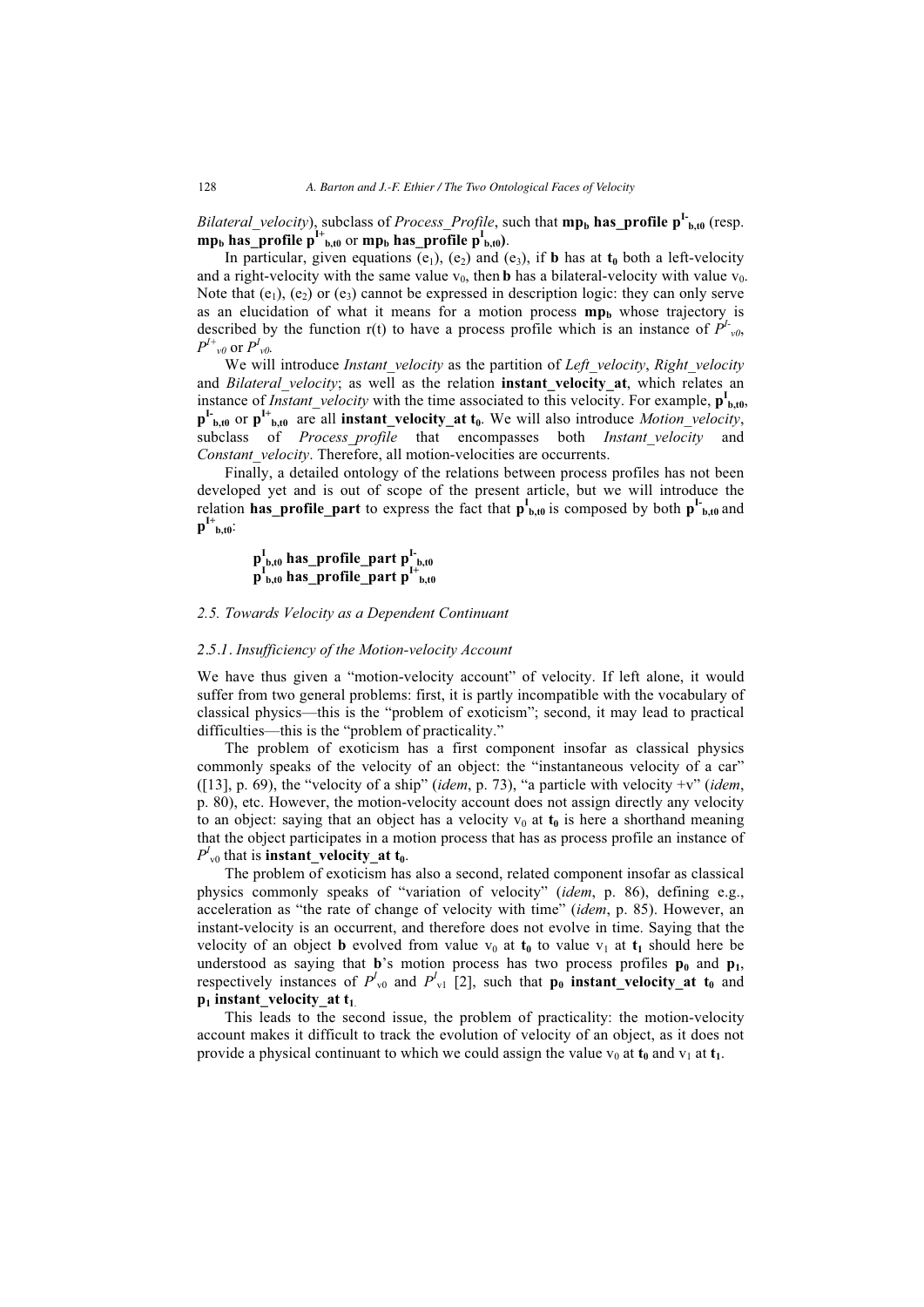*Bilateral_velocity*), subclass of *Process_Profile*, such that **$mp_b$ has_profile $p^{I-}_{b,t0}$** (resp. **$mp_b$ has_profile $p^{I+}_{b,t0}$** or **$mp_b$ has_profile $p^{I}_{b,t0}$**).

In particular, given equations ($e_1$), ($e_2$) and ($e_3$), if **b** has at $\mathbf{t_0}$ both a left-velocity and a right-velocity with the same value $v_0$, then **b** has a bilateral-velocity with value $v_0$. Note that ($e_1$), ($e_2$) or ($e_3$) cannot be expressed in description logic: they can only serve as an elucidation of what it means for a motion process $\mathbf{mp_b}$ whose trajectory is described by the function r(t) to have a process profile which is an instance of $P^{I-}_{v0}$, $P^{I+}_{v0}$ or $P^{I}_{v0}$.

We will introduce *Instant_velocity* as the partition of *Left_velocity*, *Right_velocity* and *Bilateral_velocity*; as well as the relation **instant_velocity_at**, which relates an instance of *Instant_velocity* with the time associated to this velocity. For example, $\mathbf{p^{I}_{b,t0}}$, $\mathbf{p^{I-}_{b,t0}}$ or $\mathbf{p^{I+}_{b,t0}}$ are all **instant_velocity_at $\mathbf{t_0}$**. We will also introduce *Motion_velocity*, subclass of *Process_profile* that encompasses both *Instant_velocity* and *Constant_velocity*. Therefore, all motion-velocities are occurrents.

Finally, a detailed ontology of the relations between process profiles has not been developed yet and is out of scope of the present article, but we will introduce the relation **has_profile_part** to express the fact that $\mathbf{p^{I}_{b,t0}}$ is composed by both $\mathbf{p^{I-}_{b,t0}}$ and $\mathbf{p^{I+}_{b,t0}}$:

> **$p^{I}_{b,t0}$ has_profile_part $p^{I-}_{b,t0}$**
> **$p^{I}_{b,t0}$ has_profile_part $p^{I+}_{b,t0}$**

### *2.5. Towards Velocity as a Dependent Continuant*

#### *2.5.1. Insufficiency of the Motion-velocity Account*

We have thus given a "motion-velocity account" of velocity. If left alone, it would suffer from two general problems: first, it is partly incompatible with the vocabulary of classical physics—this is the "problem of exoticism"; second, it may lead to practical difficulties—this is the "problem of practicality."

The problem of exoticism has a first component insofar as classical physics commonly speaks of the velocity of an object: the "instantaneous velocity of a car" ([13], p. 69), the "velocity of a ship" (*idem*, p. 73), "a particle with velocity +v" (*idem*, p. 80), etc. However, the motion-velocity account does not assign directly any velocity to an object: saying that an object has a velocity $v_0$ at $\mathbf{t_0}$ is here a shorthand meaning that the object participates in a motion process that has as process profile an instance of $P^{I}_{v0}$ that is **instant_velocity_at $\mathbf{t_0}$**.

The problem of exoticism has also a second, related component insofar as classical physics commonly speaks of "variation of velocity" (*idem*, p. 86), defining e.g., acceleration as "the rate of change of velocity with time" (*idem*, p. 85). However, an instant-velocity is an occurrent, and therefore does not evolve in time. Saying that the velocity of an object **b** evolved from value $v_0$ at $\mathbf{t_0}$ to value $v_1$ at $\mathbf{t_1}$ should here be understood as saying that **b**'s motion process has two process profiles $\mathbf{p_0}$ and $\mathbf{p_1}$, respectively instances of $P^{I}_{v0}$ and $P^{I}_{v1}$ [2], such that **$\mathbf{p_0}$ instant_velocity_at $\mathbf{t_0}$** and **$\mathbf{p_1}$ instant_velocity_at $\mathbf{t_1}$**.

This leads to the second issue, the problem of practicality: the motion-velocity account makes it difficult to track the evolution of velocity of an object, as it does not provide a physical continuant to which we could assign the value $v_0$ at $\mathbf{t_0}$ and $v_1$ at $\mathbf{t_1}$.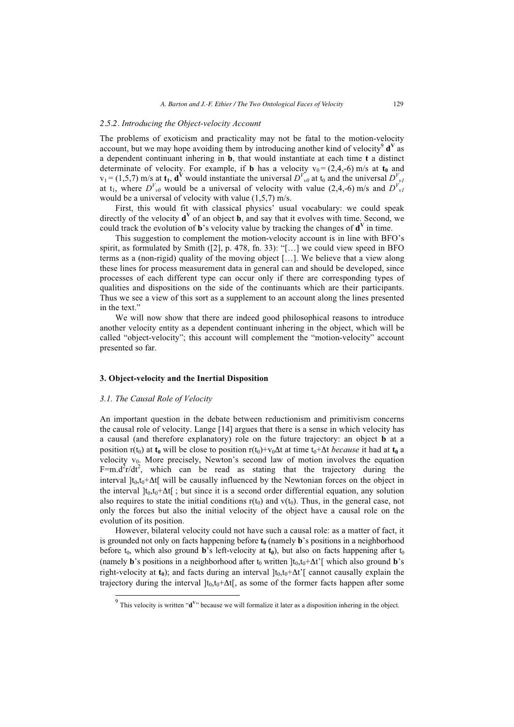### 2.5.2. Introducing the Object-velocity Account

The problems of exoticism and practicality may not be fatal to the motion-velocity account, but we may hope avoiding them by introducing another kind of velocity[9] $\mathbf{d^V}$ as a dependent continuant inhering in **b**, that would instantiate at each time **t** a distinct determinate of velocity. For example, if **b** has a velocity $v_0 = (2,4,-6)$ m/s at $\mathbf{t_0}$ and $v_1 = (1,5,7)$ m/s at $\mathbf{t_1}$, $\mathbf{d^V}$ would instantiate the universal $D^V_{v0}$ at $t_0$ and the universal $D^V_{v1}$ at $t_1$, where $D^V_{v0}$ would be a universal of velocity with value $(2,4,-6)$ m/s and $D^V_{v1}$ would be a universal of velocity with value $(1,5,7)$ m/s.

First, this would fit with classical physics' usual vocabulary: we could speak directly of the velocity $\mathbf{d^V}$ of an object **b**, and say that it evolves with time. Second, we could track the evolution of **b**'s velocity value by tracking the changes of $\mathbf{d^V}$ in time.

This suggestion to complement the motion-velocity account is in line with BFO's spirit, as formulated by Smith ([2], p. 478, fn. 33): "[…] we could view speed in BFO terms as a (non-rigid) quality of the moving object […]. We believe that a view along these lines for process measurement data in general can and should be developed, since processes of each different type can occur only if there are corresponding types of qualities and dispositions on the side of the continuants which are their participants. Thus we see a view of this sort as a supplement to an account along the lines presented in the text."

We will now show that there are indeed good philosophical reasons to introduce another velocity entity as a dependent continuant inhering in the object, which will be called "object-velocity"; this account will complement the "motion-velocity" account presented so far.

## 3. Object-velocity and the Inertial Disposition

### 3.1. The Causal Role of Velocity

An important question in the debate between reductionism and primitivism concerns the causal role of velocity. Lange [14] argues that there is a sense in which velocity has a causal (and therefore explanatory) role on the future trajectory: an object **b** at a position $r(t_0)$ at $\mathbf{t_0}$ will be close to position $r(t_0)+v_0\Delta t$ at time $t_0+\Delta t$ *because* it had at $\mathbf{t_0}$ a velocity $v_0$. More precisely, Newton's second law of motion involves the equation $F=m.d^2r/dt^2$, which can be read as stating that the trajectory during the interval $]t_0,t_0+\Delta t[$ will be causally influenced by the Newtonian forces on the object in the interval $]t_0,t_0+\Delta t[$ ; but since it is a second order differential equation, any solution also requires to state the initial conditions $r(t_0)$ and $v(t_0)$. Thus, in the general case, not only the forces but also the initial velocity of the object have a causal role on the evolution of its position.

However, bilateral velocity could not have such a causal role: as a matter of fact, it is grounded not only on facts happening before $\mathbf{t_0}$ (namely **b**'s positions in a neighborhood before $t_0$, which also ground **b**'s left-velocity at $\mathbf{t_0}$), but also on facts happening after $t_0$ (namely **b**'s positions in a neighborhood after $t_0$ written $]t_0,t_0+\Delta t'[$ which also ground **b**'s right-velocity at $\mathbf{t_0}$); and facts during an interval $]t_0,t_0+\Delta t'[$ cannot causally explain the trajectory during the interval $]t_0,t_0+\Delta t[$, as some of the former facts happen after some

[9] This velocity is written "$\mathbf{d^V}$" because we will formalize it later as a disposition inhering in the object.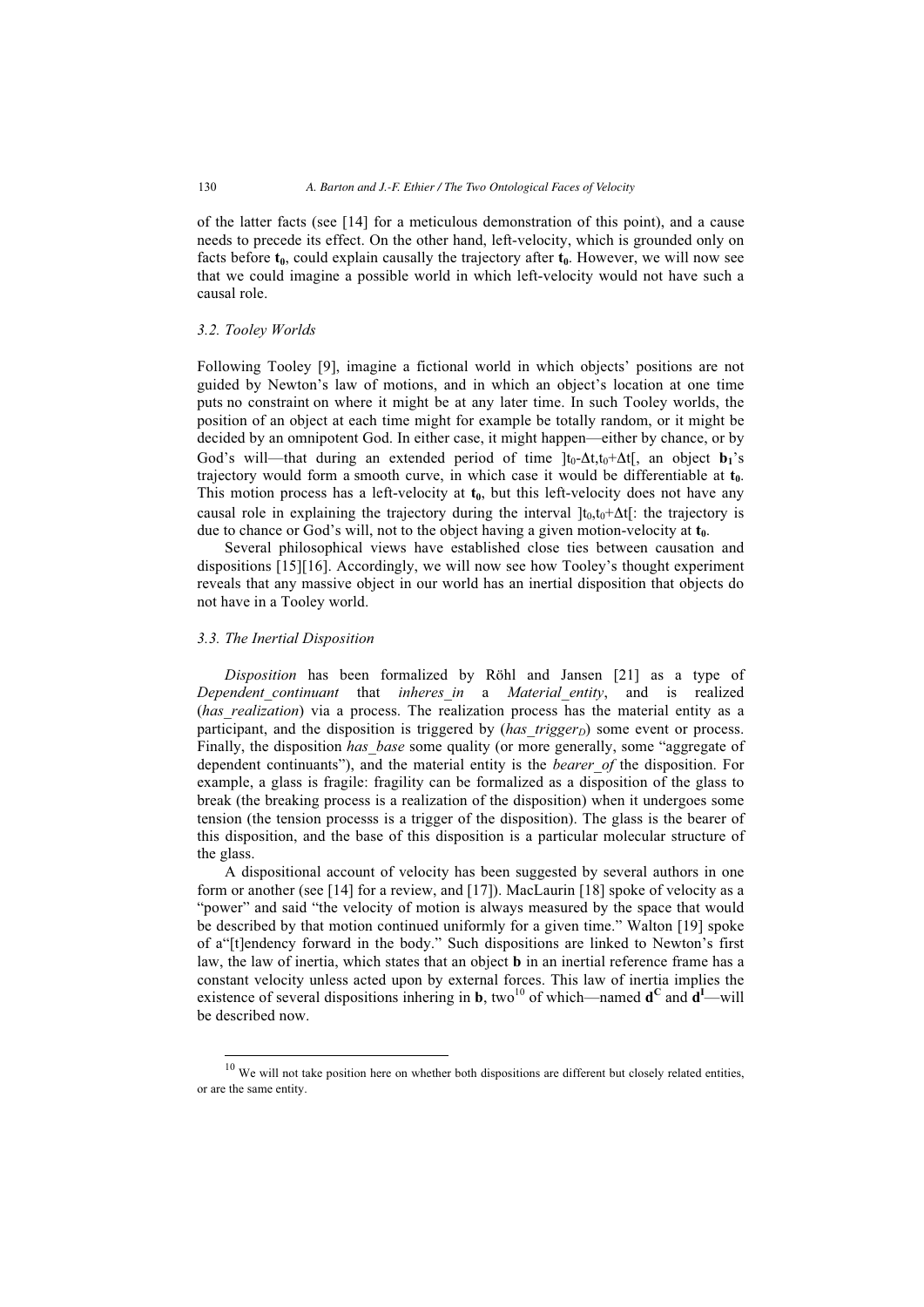of the latter facts (see [14] for a meticulous demonstration of this point), and a cause needs to precede its effect. On the other hand, left-velocity, which is grounded only on facts before $\mathbf{t_0}$, could explain causally the trajectory after $\mathbf{t_0}$. However, we will now see that we could imagine a possible world in which left-velocity would not have such a causal role.

### *3.2. Tooley Worlds*

Following Tooley [9], imagine a fictional world in which objects' positions are not guided by Newton's law of motions, and in which an object's location at one time puts no constraint on where it might be at any later time. In such Tooley worlds, the position of an object at each time might for example be totally random, or it might be decided by an omnipotent God. In either case, it might happen—either by chance, or by God's will—that during an extended period of time $]t_0\text{-}\Delta t, t_0\text{+}\Delta t[$, an object $\mathbf{b_1}$'s trajectory would form a smooth curve, in which case it would be differentiable at $\mathbf{t_0}$. This motion process has a left-velocity at $\mathbf{t_0}$, but this left-velocity does not have any causal role in explaining the trajectory during the interval $]t_0, t_0\text{+}\Delta t[$: the trajectory is due to chance or God's will, not to the object having a given motion-velocity at $\mathbf{t_0}$.

Several philosophical views have established close ties between causation and dispositions [15][16]. Accordingly, we will now see how Tooley's thought experiment reveals that any massive object in our world has an inertial disposition that objects do not have in a Tooley world.

### *3.3. The Inertial Disposition*

*Disposition* has been formalized by Röhl and Jansen [21] as a type of *Dependent_continuant* that *inheres_in* a *Material_entity*, and is realized (*has_realization*) via a process. The realization process has the material entity as a participant, and the disposition is triggered by (*has_trigger$_D$*) some event or process. Finally, the disposition *has_base* some quality (or more generally, some "aggregate of dependent continuants"), and the material entity is the *bearer_of* the disposition. For example, a glass is fragile: fragility can be formalized as a disposition of the glass to break (the breaking process is a realization of the disposition) when it undergoes some tension (the tension processs is a trigger of the disposition). The glass is the bearer of this disposition, and the base of this disposition is a particular molecular structure of the glass.

A dispositional account of velocity has been suggested by several authors in one form or another (see [14] for a review, and [17]). MacLaurin [18] spoke of velocity as a "power" and said "the velocity of motion is always measured by the space that would be described by that motion continued uniformly for a given time." Walton [19] spoke of a"[t]endency forward in the body." Such dispositions are linked to Newton's first law, the law of inertia, which states that an object **b** in an inertial reference frame has a constant velocity unless acted upon by external forces. This law of inertia implies the existence of several dispositions inhering in **b**, two[10] of which—named $\mathbf{d^C}$ and $\mathbf{d^I}$—will be described now.

[10] We will not take position here on whether both dispositions are different but closely related entities, or are the same entity.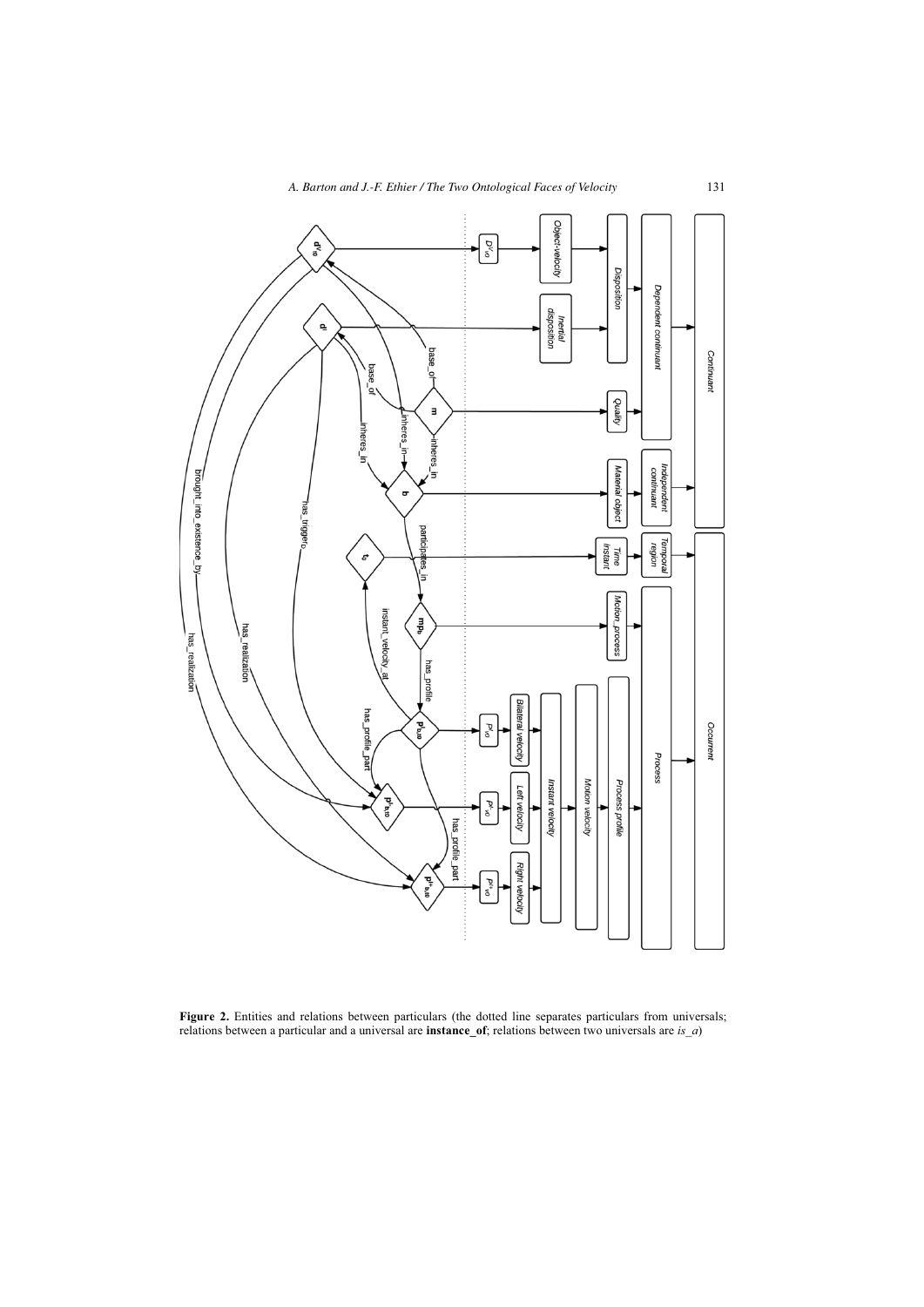**Figure 2.** Entities and relations between particulars (the dotted line separates particulars from universals; relations between a particular and a universal are **instance_of**; relations between two universals are *is_a*)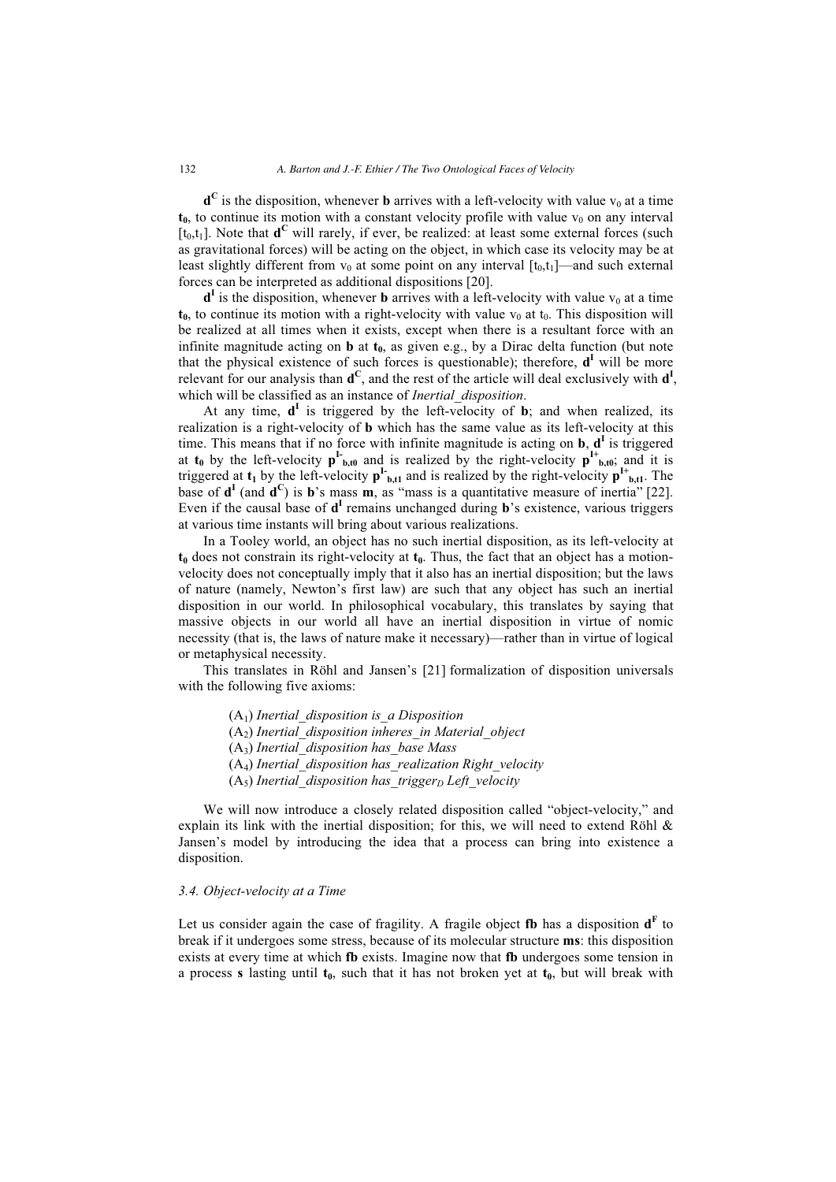**$\mathbf{d^C}$** is the disposition, whenever **b** arrives with a left-velocity with value $v_0$ at a time $\mathbf{t_0}$, to continue its motion with a constant velocity profile with value $v_0$ on any interval $[t_0,t_1]$. Note that $\mathbf{d^C}$ will rarely, if ever, be realized: at least some external forces (such as gravitational forces) will be acting on the object, in which case its velocity may be at least slightly different from $v_0$ at some point on any interval $[t_0,t_1]$—and such external forces can be interpreted as additional dispositions [20].

**$\mathbf{d^I}$** is the disposition, whenever **b** arrives with a left-velocity with value $v_0$ at a time $\mathbf{t_0}$, to continue its motion with a right-velocity with value $v_0$ at $t_0$. This disposition will be realized at all times when it exists, except when there is a resultant force with an infinite magnitude acting on **b** at $\mathbf{t_0}$, as given e.g., by a Dirac delta function (but note that the physical existence of such forces is questionable); therefore, $\mathbf{d^I}$ will be more relevant for our analysis than $\mathbf{d^C}$, and the rest of the article will deal exclusively with $\mathbf{d^I}$, which will be classified as an instance of *Inertial_disposition*.

At any time, $\mathbf{d^I}$ is triggered by the left-velocity of **b**; and when realized, its realization is a right-velocity of **b** which has the same value as its left-velocity at this time. This means that if no force with infinite magnitude is acting on **b**, $\mathbf{d^I}$ is triggered at $\mathbf{t_0}$ by the left-velocity $\mathbf{p^{I-}_{b,t0}}$ and is realized by the right-velocity $\mathbf{p^{I+}_{b,t0}}$; and it is triggered at $\mathbf{t_1}$ by the left-velocity $\mathbf{p^{I-}_{b,t1}}$ and is realized by the right-velocity $\mathbf{p^{I+}_{b,t1}}$. The base of $\mathbf{d^I}$ (and $\mathbf{d^C}$) is **b**'s mass **m**, as "mass is a quantitative measure of inertia" [22]. Even if the causal base of $\mathbf{d^I}$ remains unchanged during **b**'s existence, various triggers at various time instants will bring about various realizations.

In a Tooley world, an object has no such inertial disposition, as its left-velocity at $\mathbf{t_0}$ does not constrain its right-velocity at $\mathbf{t_0}$. Thus, the fact that an object has a motion-velocity does not conceptually imply that it also has an inertial disposition; but the laws of nature (namely, Newton's first law) are such that any object has such an inertial disposition in our world. In philosophical vocabulary, this translates by saying that massive objects in our world all have an inertial disposition in virtue of nomic necessity (that is, the laws of nature make it necessary)—rather than in virtue of logical or metaphysical necessity.

This translates in Röhl and Jansen's [21] formalization of disposition universals with the following five axioms:

($A_1$) *Inertial_disposition is_a Disposition*
($A_2$) *Inertial_disposition inheres_in Material_object*
($A_3$) *Inertial_disposition has_base Mass*
($A_4$) *Inertial_disposition has_realization Right_velocity*
($A_5$) *Inertial_disposition has_trigger$_D$ Left_velocity*

We will now introduce a closely related disposition called "object-velocity," and explain its link with the inertial disposition; for this, we will need to extend Röhl & Jansen's model by introducing the idea that a process can bring into existence a disposition.

### *3.4. Object-velocity at a Time*

Let us consider again the case of fragility. A fragile object **fb** has a disposition $\mathbf{d^F}$ to break if it undergoes some stress, because of its molecular structure **ms**: this disposition exists at every time at which **fb** exists. Imagine now that **fb** undergoes some tension in a process **s** lasting until $\mathbf{t_0}$, such that it has not broken yet at $\mathbf{t_0}$, but will break with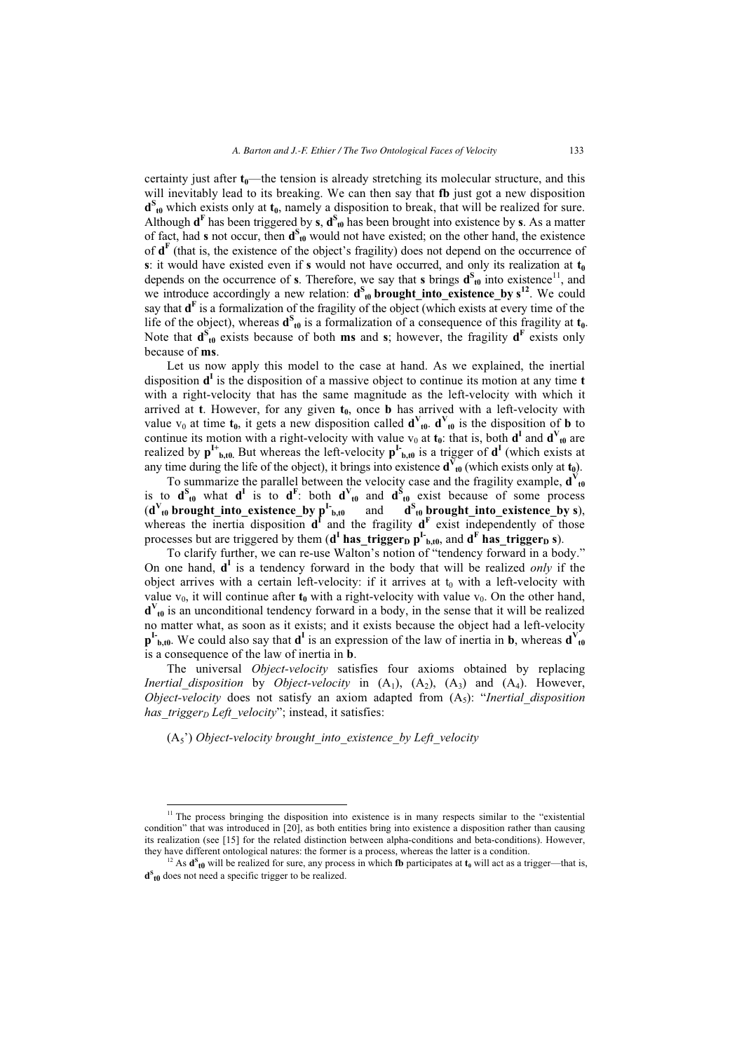certainty just after $\mathbf{t_0}$—the tension is already stretching its molecular structure, and this will inevitably lead to its breaking. We can then say that **fb** just got a new disposition $\mathbf{d^S_{t0}}$ which exists only at $\mathbf{t_0}$, namely a disposition to break, that will be realized for sure. Although $\mathbf{d^F}$ has been triggered by **s**, $\mathbf{d^S_{t0}}$ has been brought into existence by **s**. As a matter of fact, had **s** not occur, then $\mathbf{d^S_{t0}}$ would not have existed; on the other hand, the existence of $\mathbf{d^F}$ (that is, the existence of the object's fragility) does not depend on the occurrence of **s**: it would have existed even if **s** would not have occurred, and only its realization at $\mathbf{t_0}$ depends on the occurrence of **s**. Therefore, we say that **s** brings $\mathbf{d^S_{t0}}$ into existence[11], and we introduce accordingly a new relation: $\mathbf{d^S_{t0}}$ **brought_into_existence_by s**[12]. We could say that $\mathbf{d^F}$ is a formalization of the fragility of the object (which exists at every time of the life of the object), whereas $\mathbf{d^S_{t0}}$ is a formalization of a consequence of this fragility at $\mathbf{t_0}$. Note that $\mathbf{d^S_{t0}}$ exists because of both **ms** and **s**; however, the fragility $\mathbf{d^F}$ exists only because of **ms**.

Let us now apply this model to the case at hand. As we explained, the inertial disposition $\mathbf{d^I}$ is the disposition of a massive object to continue its motion at any time **t** with a right-velocity that has the same magnitude as the left-velocity with which it arrived at **t**. However, for any given $\mathbf{t_0}$, once **b** has arrived with a left-velocity with value $v_0$ at time $\mathbf{t_0}$, it gets a new disposition called $\mathbf{d^V_{t0}}$. $\mathbf{d^V_{t0}}$ is the disposition of **b** to continue its motion with a right-velocity with value $v_0$ at $\mathbf{t_0}$: that is, both $\mathbf{d^I}$ and $\mathbf{d^V_{t0}}$ are realized by $\mathbf{p^{I+}_{b,t0}}$. But whereas the left-velocity $\mathbf{p^{I-}_{b,t0}}$ is a trigger of $\mathbf{d^I}$ (which exists at any time during the life of the object), it brings into existence $\mathbf{d^V_{t0}}$ (which exists only at $\mathbf{t_0}$).

To summarize the parallel between the velocity case and the fragility example, $\mathbf{d^V_{t0}}$ is to $\mathbf{d^S_{t0}}$ what $\mathbf{d^I}$ is to $\mathbf{d^F}$: both $\mathbf{d^V_{t0}}$ and $\mathbf{d^S_{t0}}$ exist because of some process ($\mathbf{d^V_{t0}}$ **brought_into_existence_by** $\mathbf{p^{I-}_{b,t0}}$ and $\mathbf{d^S_{t0}}$ **brought_into_existence_by s**), whereas the inertia disposition $\mathbf{d^I}$ and the fragility $\mathbf{d^F}$ exist independently of those processes but are triggered by them ($\mathbf{d^I}$ **has_trigger$_\mathbf{D}$** $\mathbf{p^{I-}_{b,t0}}$, and $\mathbf{d^F}$ **has_trigger$_\mathbf{D}$ s**).

To clarify further, we can re-use Walton's notion of "tendency forward in a body." On one hand, $\mathbf{d^I}$ is a tendency forward in the body that will be realized *only* if the object arrives with a certain left-velocity: if it arrives at $t_0$ with a left-velocity with value $v_0$, it will continue after $\mathbf{t_0}$ with a right-velocity with value $v_0$. On the other hand, $\mathbf{d^V_{t0}}$ is an unconditional tendency forward in a body, in the sense that it will be realized no matter what, as soon as it exists; and it exists because the object had a left-velocity $\mathbf{p^{I-}_{b,t0}}$. We could also say that $\mathbf{d^I}$ is an expression of the law of inertia in **b**, whereas $\mathbf{d^V_{t0}}$ is a consequence of the law of inertia in **b**.

The universal *Object-velocity* satisfies four axioms obtained by replacing *Inertial_disposition* by *Object-velocity* in ($A_1$), ($A_2$), ($A_3$) and ($A_4$). However, *Object-velocity* does not satisfy an axiom adapted from ($A_5$): "*Inertial_disposition has_trigger$_D$ Left_velocity*"; instead, it satisfies:

($A_5$') *Object-velocity brought_into_existence_by Left_velocity*

[11] The process bringing the disposition into existence is in many respects similar to the "existential condition" that was introduced in [20], as both entities bring into existence a disposition rather than causing its realization (see [15] for the related distinction between alpha-conditions and beta-conditions). However, they have different ontological natures: the former is a process, whereas the latter is a condition.

[12] As $\mathbf{d^S_{t0}}$ will be realized for sure, any process in which **fb** participates at $\mathbf{t_0}$ will act as a trigger—that is, $\mathbf{d^S_{t0}}$ does not need a specific trigger to be realized.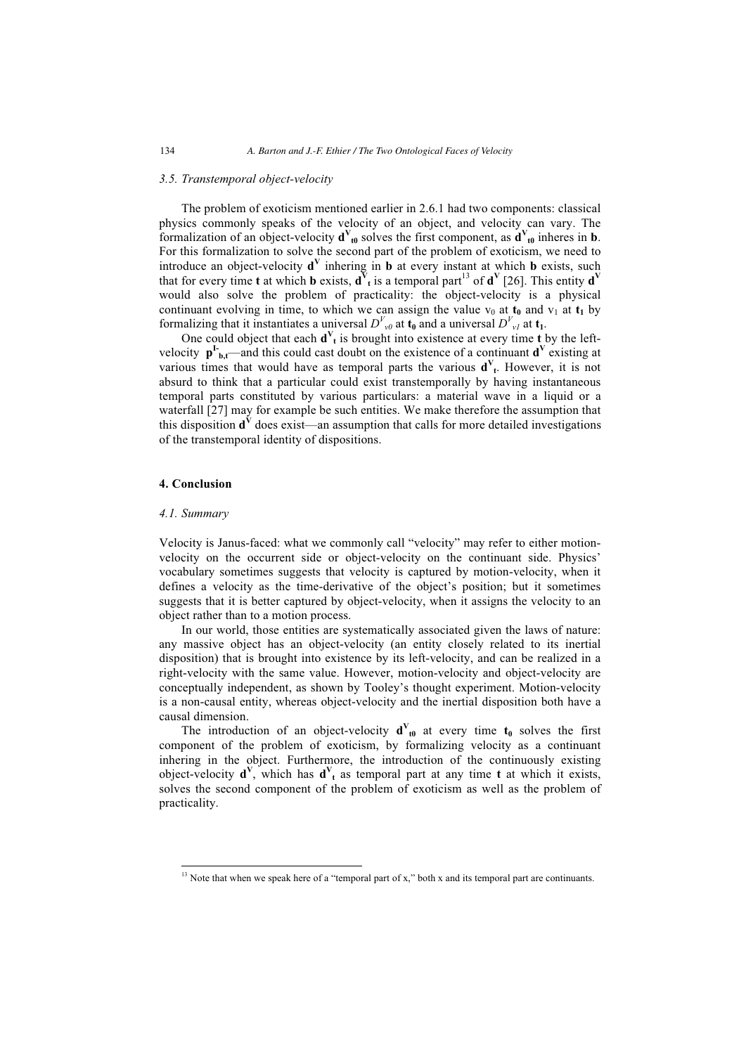### 3.5. Transtemporal object-velocity

The problem of exoticism mentioned earlier in 2.6.1 had two components: classical physics commonly speaks of the velocity of an object, and velocity can vary. The formalization of an object-velocity $\mathbf{d^V_{t0}}$ solves the first component, as $\mathbf{d^V_{t0}}$ inheres in **b**. For this formalization to solve the second part of the problem of exoticism, we need to introduce an object-velocity $\mathbf{d^V}$ inhering in **b** at every instant at which **b** exists, such that for every time **t** at which **b** exists, $\mathbf{d^V_t}$ is a temporal part[13] of $\mathbf{d^V}$ [26]. This entity $\mathbf{d^V}$ would also solve the problem of practicality: the object-velocity is a physical continuant evolving in time, to which we can assign the value $v_0$ at $\mathbf{t_0}$ and $v_1$ at $\mathbf{t_1}$ by formalizing that it instantiates a universal $D^V_{v0}$ at $\mathbf{t_0}$ and a universal $D^V_{v1}$ at $\mathbf{t_1}$.

One could object that each $\mathbf{d^V_t}$ is brought into existence at every time **t** by the left-velocity $\mathbf{p^{L-}_{b,t}}$—and this could cast doubt on the existence of a continuant $\mathbf{d^V}$ existing at various times that would have as temporal parts the various $\mathbf{d^V_t}$. However, it is not absurd to think that a particular could exist transtemporally by having instantaneous temporal parts constituted by various particulars: a material wave in a liquid or a waterfall [27] may for example be such entities. We make therefore the assumption that this disposition $\mathbf{d^V}$ does exist—an assumption that calls for more detailed investigations of the transtemporal identity of dispositions.

## 4. Conclusion

### 4.1. Summary

Velocity is Janus-faced: what we commonly call "velocity" may refer to either motion-velocity on the occurrent side or object-velocity on the continuant side. Physics' vocabulary sometimes suggests that velocity is captured by motion-velocity, when it defines a velocity as the time-derivative of the object's position; but it sometimes suggests that it is better captured by object-velocity, when it assigns the velocity to an object rather than to a motion process.

In our world, those entities are systematically associated given the laws of nature: any massive object has an object-velocity (an entity closely related to its inertial disposition) that is brought into existence by its left-velocity, and can be realized in a right-velocity with the same value. However, motion-velocity and object-velocity are conceptually independent, as shown by Tooley's thought experiment. Motion-velocity is a non-causal entity, whereas object-velocity and the inertial disposition both have a causal dimension.

The introduction of an object-velocity $\mathbf{d^V_{t0}}$ at every time $\mathbf{t_0}$ solves the first component of the problem of exoticism, by formalizing velocity as a continuant inhering in the object. Furthermore, the introduction of the continuously existing object-velocity $\mathbf{d^V}$, which has $\mathbf{d^V_t}$ as temporal part at any time **t** at which it exists, solves the second component of the problem of exoticism as well as the problem of practicality.

[13] Note that when we speak here of a "temporal part of x," both x and its temporal part are continuants.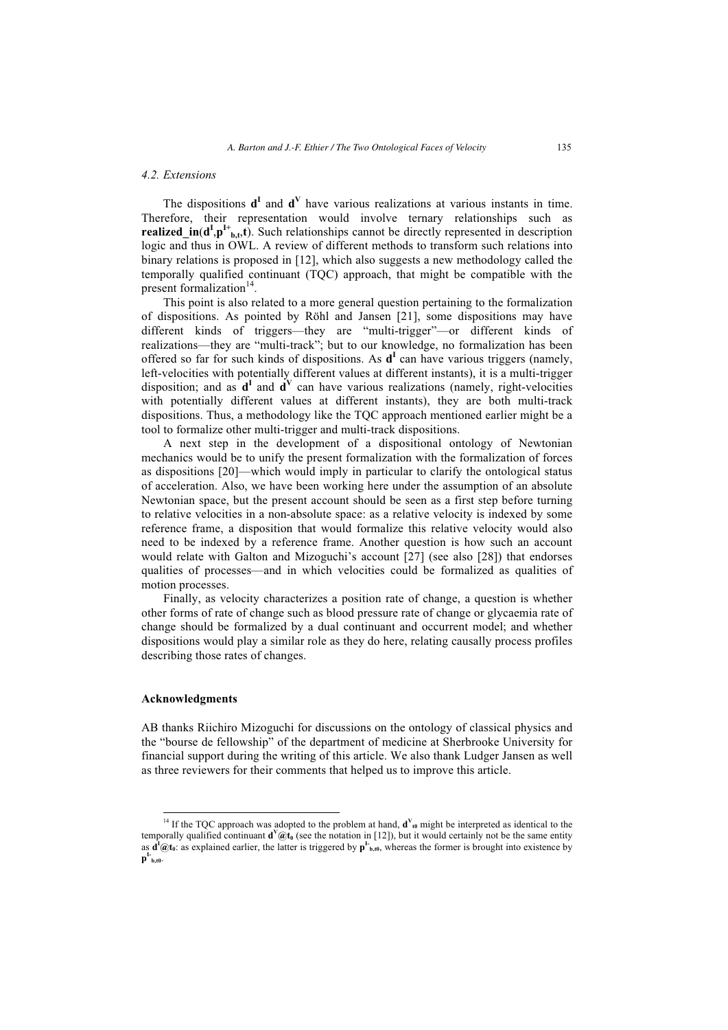### 4.2. Extensions

The dispositions $\mathbf{d}^{\mathbf{I}}$ and $\mathbf{d}^{\mathbf{V}}$ have various realizations at various instants in time. Therefore, their representation would involve ternary relationships such as **realized_in**($\mathbf{d}^{\mathbf{I}}$,$\mathbf{p}^{\mathbf{I+}}_{\mathbf{b,t}}$,**t**). Such relationships cannot be directly represented in description logic and thus in OWL. A review of different methods to transform such relations into binary relations is proposed in [12], which also suggests a new methodology called the temporally qualified continuant (TQC) approach, that might be compatible with the present formalization[14].

This point is also related to a more general question pertaining to the formalization of dispositions. As pointed by Röhl and Jansen [21], some dispositions may have different kinds of triggers—they are "multi-trigger"—or different kinds of realizations—they are "multi-track"; but to our knowledge, no formalization has been offered so far for such kinds of dispositions. As $\mathbf{d}^{\mathbf{I}}$ can have various triggers (namely, left-velocities with potentially different values at different instants), it is a multi-trigger disposition; and as $\mathbf{d}^{\mathbf{I}}$ and $\mathbf{d}^{\mathbf{V}}$ can have various realizations (namely, right-velocities with potentially different values at different instants), they are both multi-track dispositions. Thus, a methodology like the TQC approach mentioned earlier might be a tool to formalize other multi-trigger and multi-track dispositions.

A next step in the development of a dispositional ontology of Newtonian mechanics would be to unify the present formalization with the formalization of forces as dispositions [20]—which would imply in particular to clarify the ontological status of acceleration. Also, we have been working here under the assumption of an absolute Newtonian space, but the present account should be seen as a first step before turning to relative velocities in a non-absolute space: as a relative velocity is indexed by some reference frame, a disposition that would formalize this relative velocity would also need to be indexed by a reference frame. Another question is how such an account would relate with Galton and Mizoguchi's account [27] (see also [28]) that endorses qualities of processes—and in which velocities could be formalized as qualities of motion processes.

Finally, as velocity characterizes a position rate of change, a question is whether other forms of rate of change such as blood pressure rate of change or glycaemia rate of change should be formalized by a dual continuant and occurrent model; and whether dispositions would play a similar role as they do here, relating causally process profiles describing those rates of changes.

#### Acknowledgments

AB thanks Riichiro Mizoguchi for discussions on the ontology of classical physics and the "bourse de fellowship" of the department of medicine at Sherbrooke University for financial support during the writing of this article. We also thank Ludger Jansen as well as three reviewers for their comments that helped us to improve this article.

---

[14] If the TQC approach was adopted to the problem at hand, $\mathbf{d}^{\mathbf{V}}_{\mathbf{t0}}$ might be interpreted as identical to the temporally qualified continuant $\mathbf{d}^{\mathbf{V}}$@$\mathbf{t_0}$ (see the notation in [12]), but it would certainly not be the same entity as $\mathbf{d}^{\mathbf{I}}$@$\mathbf{t_0}$: as explained earlier, the latter is triggered by $\mathbf{p}^{\mathbf{I-}}_{\mathbf{b,t0}}$, whereas the former is brought into existence by $\mathbf{p}^{\mathbf{I-}}_{\mathbf{b,t0}}$.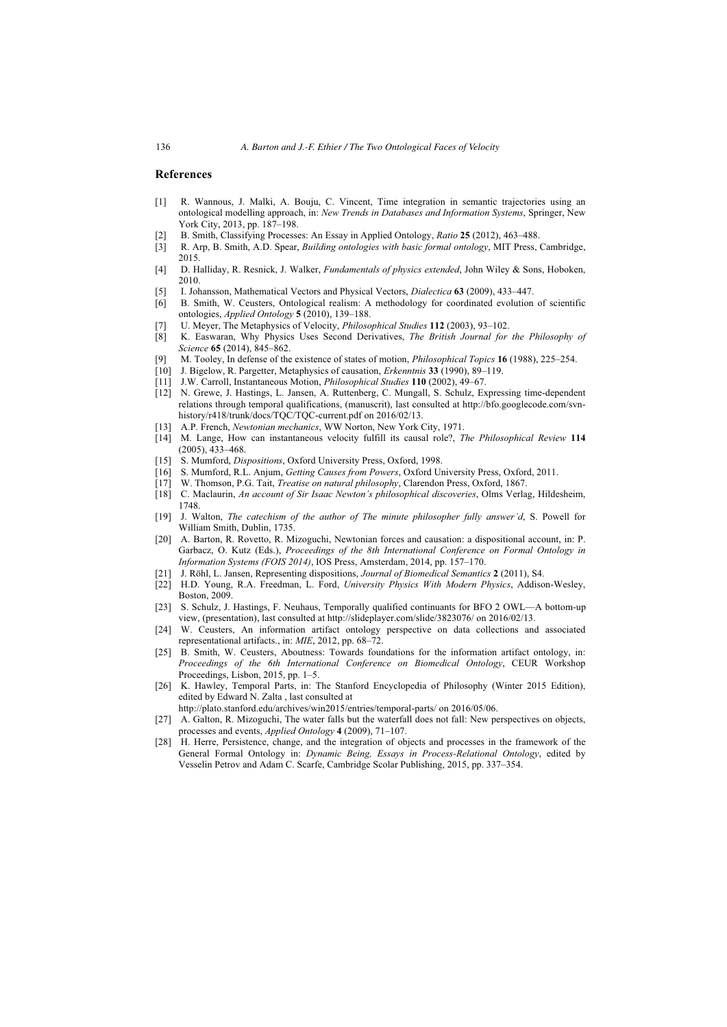## References

[1] R. Wannous, J. Malki, A. Bouju, C. Vincent, Time integration in semantic trajectories using an ontological modelling approach, in: *New Trends in Databases and Information Systems*, Springer, New York City, 2013, pp. 187–198.

[2] B. Smith, Classifying Processes: An Essay in Applied Ontology, *Ratio* **25** (2012), 463–488.

[3] R. Arp, B. Smith, A.D. Spear, *Building ontologies with basic formal ontology*, MIT Press, Cambridge, 2015.

[4] D. Halliday, R. Resnick, J. Walker, *Fundamentals of physics extended*, John Wiley & Sons, Hoboken, 2010.

[5] I. Johansson, Mathematical Vectors and Physical Vectors, *Dialectica* **63** (2009), 433–447.

[6] B. Smith, W. Ceusters, Ontological realism: A methodology for coordinated evolution of scientific ontologies, *Applied Ontology* **5** (2010), 139–188.

[7] U. Meyer, The Metaphysics of Velocity, *Philosophical Studies* **112** (2003), 93–102.

[8] K. Easwaran, Why Physics Uses Second Derivatives, *The British Journal for the Philosophy of Science* **65** (2014), 845–862.

[9] M. Tooley, In defense of the existence of states of motion, *Philosophical Topics* **16** (1988), 225–254.

[10] J. Bigelow, R. Pargetter, Metaphysics of causation, *Erkenntnis* **33** (1990), 89–119.

[11] J.W. Carroll, Instantaneous Motion, *Philosophical Studies* **110** (2002), 49–67.

[12] N. Grewe, J. Hastings, L. Jansen, A. Ruttenberg, C. Mungall, S. Schulz, Expressing time-dependent relations through temporal qualifications, (manuscrit), last consulted at http://bfo.googlecode.com/svn-history/r418/trunk/docs/TQC/TQC-current.pdf on 2016/02/13.

[13] A.P. French, *Newtonian mechanics*, WW Norton, New York City, 1971.

[14] M. Lange, How can instantaneous velocity fulfill its causal role?, *The Philosophical Review* **114** (2005), 433–468.

[15] S. Mumford, *Dispositions*, Oxford University Press, Oxford, 1998.

[16] S. Mumford, R.L. Anjum, *Getting Causes from Powers*, Oxford University Press, Oxford, 2011.

[17] W. Thomson, P.G. Tait, *Treatise on natural philosophy*, Clarendon Press, Oxford, 1867.

[18] C. Maclaurin, *An account of Sir Isaac Newton's philosophical discoveries*, Olms Verlag, Hildesheim, 1748.

[19] J. Walton, *The catechism of the author of The minute philosopher fully answer'd*, S. Powell for William Smith, Dublin, 1735.

[20] A. Barton, R. Rovetto, R. Mizoguchi, Newtonian forces and causation: a dispositional account, in: P. Garbacz, O. Kutz (Eds.), *Proceedings of the 8th International Conference on Formal Ontology in Information Systems (FOIS 2014)*, IOS Press, Amsterdam, 2014, pp. 157–170.

[21] J. Röhl, L. Jansen, Representing dispositions, *Journal of Biomedical Semantics* **2** (2011), S4.

[22] H.D. Young, R.A. Freedman, L. Ford, *University Physics With Modern Physics*, Addison-Wesley, Boston, 2009.

[23] S. Schulz, J. Hastings, F. Neuhaus, Temporally qualified continuants for BFO 2 OWL—A bottom-up view, (presentation), last consulted at http://slideplayer.com/slide/3823076/ on 2016/02/13.

[24] W. Ceusters, An information artifact ontology perspective on data collections and associated representational artifacts., in: *MIE*, 2012, pp. 68–72.

[25] B. Smith, W. Ceusters, Aboutness: Towards foundations for the information artifact ontology, in: *Proceedings of the 6th International Conference on Biomedical Ontology*, CEUR Workshop Proceedings, Lisbon, 2015, pp. 1–5.

[26] K. Hawley, Temporal Parts, in: The Stanford Encyclopedia of Philosophy (Winter 2015 Edition), edited by Edward N. Zalta , last consulted at http://plato.stanford.edu/archives/win2015/entries/temporal-parts/ on 2016/05/06.

[27] A. Galton, R. Mizoguchi, The water falls but the waterfall does not fall: New perspectives on objects, processes and events, *Applied Ontology* **4** (2009), 71–107.

[28] H. Herre, Persistence, change, and the integration of objects and processes in the framework of the General Formal Ontology in: *Dynamic Being, Essays in Process-Relational Ontology*, edited by Vesselin Petrov and Adam C. Scarfe, Cambridge Scolar Publishing, 2015, pp. 337–354.